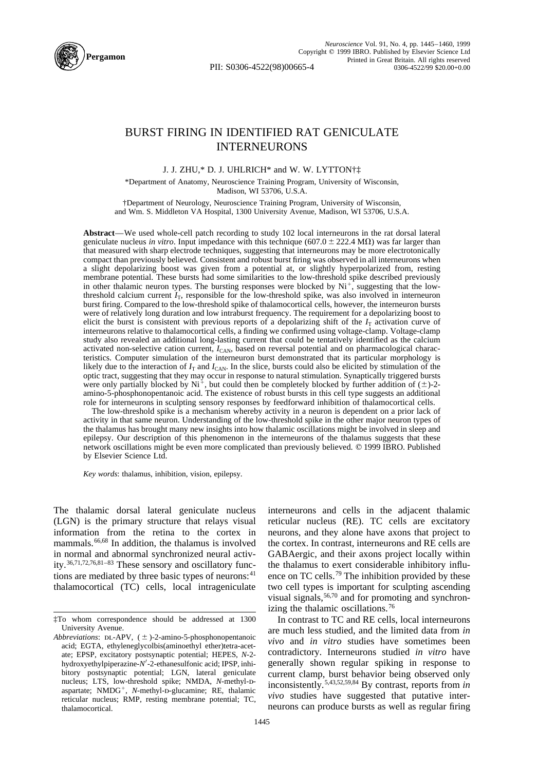# BURST FIRING IN IDENTIFIED RAT GENICULATE INTERNEURONS

J. J. ZHU,* D. J. UHLRICH* and W. W. LYTTON†‡

*Department of Anatomy, Neuroscience Training Program, University of Wisconsin, Madison, WI 53706, U.S.A.

†Department of Neurology, Neuroscience Training Program, University of Wisconsin, and Wm. S. Middleton VA Hospital, 1300 University Avenue, Madison, WI 53706, U.S.A.

**Abstract**—We used whole-cell patch recording to study 102 local interneurons in the rat dorsal lateral geniculate nucleus *in vitro*. Input impedance with this technique ($607.0 \pm 222.4$ MΩ) was far larger than that measured with sharp electrode techniques, suggesting that interneurons may be more electrotonically compact than previously believed. Consistent and robust burst firing was observed in all interneurons when a slight depolarizing boost was given from a potential at, or slightly hyperpolarized from, resting membrane potential. These bursts had some similarities to the low-threshold spike described previously in other thalamic neuron types. The bursting responses were blocked by $Ni^{+}$, suggesting that the low-threshold calcium current $I_T$, responsible for the low-threshold spike, was also involved in interneuron burst firing. Compared to the low-threshold spike of thalamocortical cells, however, the interneuron bursts were of relatively long duration and low intraburst frequency. The requirement for a depolarizing boost to elicit the burst is consistent with previous reports of a depolarizing shift of the $I_T$ activation curve of interneurons relative to thalamocortical cells, a finding we confirmed using voltage-clamp. Voltage-clamp study also revealed an additional long-lasting current that could be tentatively identified as the calcium activated non-selective cation current, $I_{CAN}$, based on reversal potential and on pharmacological characteristics. Computer simulation of the interneuron burst demonstrated that its particular morphology is likely due to the interaction of $I_T$ and $I_{CAN}$. In the slice, bursts could also be elicited by stimulation of the optic tract, suggesting that they may occur in response to natural stimulation. Synaptically triggered bursts were only partially blocked by $Ni^{+}$, but could then be completely blocked by further addition of (±)-2-amino-5-phosphonopentanoic acid. The existence of robust bursts in this cell type suggests an additional role for interneurons in sculpting sensory responses by feedforward inhibition of thalamocortical cells.

The low-threshold spike is a mechanism whereby activity in a neuron is dependent on a prior lack of activity in that same neuron. Understanding of the low-threshold spike in the other major neuron types of the thalamus has brought many new insights into how thalamic oscillations might be involved in sleep and epilepsy. Our description of this phenomenon in the interneurons of the thalamus suggests that these network oscillations might be even more complicated than previously believed. © 1999 IBRO. Published by Elsevier Science Ltd.

*Key words*: thalamus, inhibition, vision, epilepsy.

The thalamic dorsal lateral geniculate nucleus (LGN) is the primary structure that relays visual information from the retina to the cortex in mammals.[66,68] In addition, the thalamus is involved in normal and abnormal synchronized neural activity.[36,71,72,76,81–83] These sensory and oscillatory functions are mediated by three basic types of neurons:[41] thalamocortical (TC) cells, local intrageniculate interneurons and cells in the adjacent thalamic reticular nucleus (RE). TC cells are excitatory neurons, and they alone have axons that project to the cortex. In contrast, interneurons and RE cells are GABAergic, and their axons project locally within the thalamus to exert considerable inhibitory influence on TC cells.[79] The inhibition provided by these two cell types is important for sculpting ascending visual signals,[56,70] and for promoting and synchronizing the thalamic oscillations.[76]

In contrast to TC and RE cells, local interneurons are much less studied, and the limited data from *in vivo* and *in vitro* studies have sometimes been contradictory. Interneurons studied *in vitro* have generally shown regular spiking in response to current clamp, burst behavior being observed only inconsistently.[5,43,52,59,84] By contrast, reports from *in vivo* studies have suggested that putative interneurons can produce bursts as well as regular firing

‡To whom correspondence should be addressed at 1300 University Avenue.

*Abbreviations*: DL-APV, (±)-2-amino-5-phosphonopentanoic acid; EGTA, ethyleneglycolbis(aminoethyl ether)tetra-acetate; EPSP, excitatory postsynaptic potential; HEPES, *N*-2-hydroxyethylpiperazine-*N*′-2-ethanesulfonic acid; IPSP, inhibitory postsynaptic potential; LGN, lateral geniculate nucleus; LTS, low-threshold spike; NMDA, *N*-methyl-D-aspartate; $NMDG^{+}$, *N*-methyl-D-glucamine; RE, thalamic reticular nucleus; RMP, resting membrane potential; TC, thalamocortical.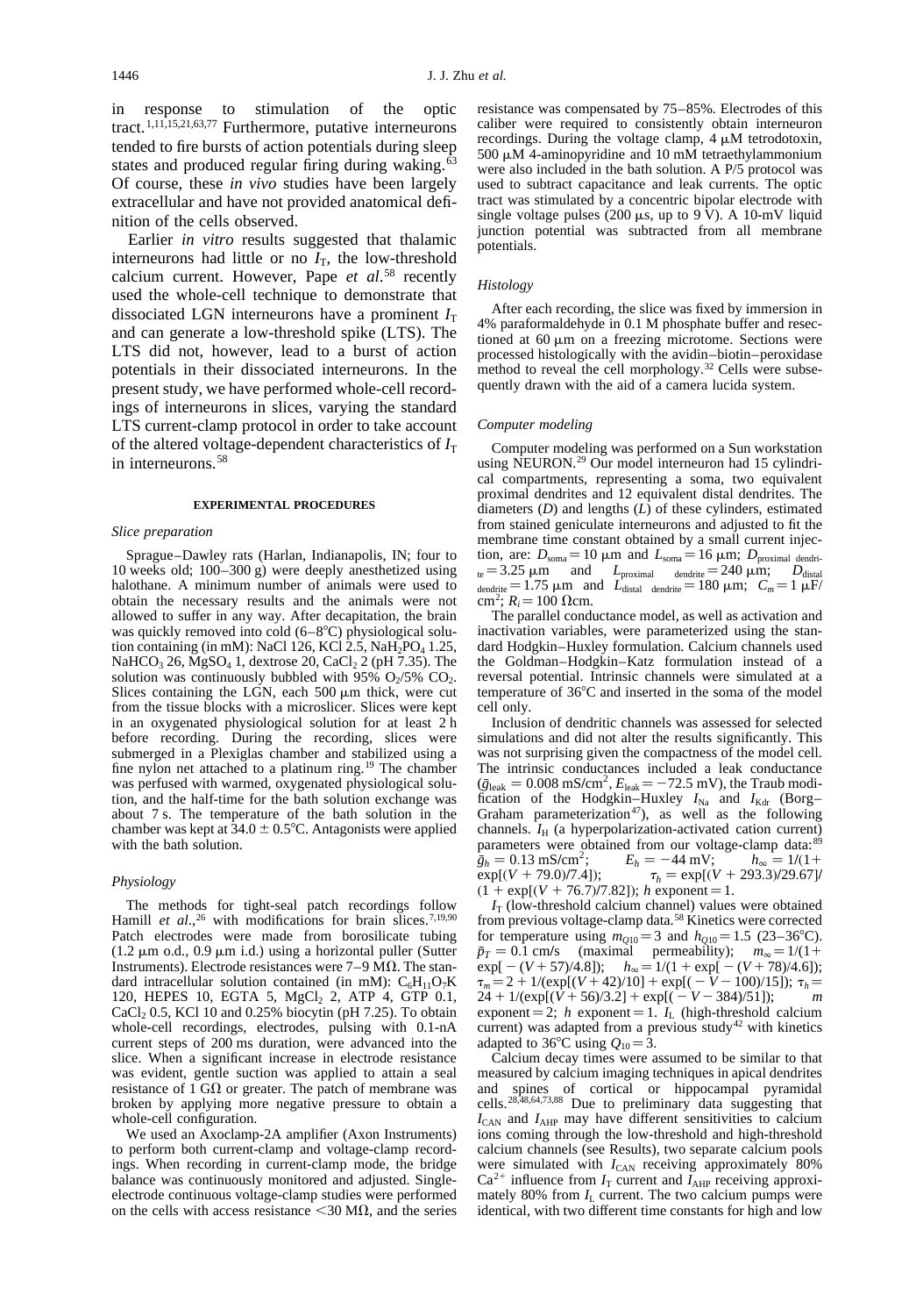in response to stimulation of the optic tract.[1,11,15,21,63,77] Furthermore, putative interneurons tended to fire bursts of action potentials during sleep states and produced regular firing during waking.[63] Of course, these *in vivo* studies have been largely extracellular and have not provided anatomical definition of the cells observed.

Earlier *in vitro* results suggested that thalamic interneurons had little or no $I_T$, the low-threshold calcium current. However, Pape *et al.*[58] recently used the whole-cell technique to demonstrate that dissociated LGN interneurons have a prominent $I_T$ and can generate a low-threshold spike (LTS). The LTS did not, however, lead to a burst of action potentials in their dissociated interneurons. In the present study, we have performed whole-cell recordings of interneurons in slices, varying the standard LTS current-clamp protocol in order to take account of the altered voltage-dependent characteristics of $I_T$ in interneurons.[58]

## EXPERIMENTAL PROCEDURES

### *Slice preparation*

Sprague–Dawley rats (Harlan, Indianapolis, IN; four to 10 weeks old; 100–300 g) were deeply anesthetized using halothane. A minimum number of animals were used to obtain the necessary results and the animals were not allowed to suffer in any way. After decapitation, the brain was quickly removed into cold (6–8°C) physiological solution containing (in mM): NaCl 126, KCl 2.5, $NaH_2PO_4$ 1.25, $NaHCO_3$ 26, $MgSO_4$ 1, dextrose 20, $CaCl_2$ 2 (pH 7.35). The solution was continuously bubbled with 95% $O_2$/5% $CO_2$. Slices containing the LGN, each 500 μm thick, were cut from the tissue blocks with a microslicer. Slices were kept in an oxygenated physiological solution for at least 2 h before recording. During the recording, slices were submerged in a Plexiglas chamber and stabilized using a fine nylon net attached to a platinum ring.[19] The chamber was perfused with warmed, oxygenated physiological solution, and the half-time for the bath solution exchange was about 7 s. The temperature of the bath solution in the chamber was kept at 34.0 ± 0.5°C. Antagonists were applied with the bath solution.

### *Physiology*

The methods for tight-seal patch recordings follow Hamill *et al.*,[26] with modifications for brain slices.[7,19,90] Patch electrodes were made from borosilicate tubing (1.2 μm o.d., 0.9 μm i.d.) using a horizontal puller (Sutter Instruments). Electrode resistances were 7–9 MΩ. The standard intracellular solution contained (in mM): $C_6H_{11}O_7K$ 120, HEPES 10, EGTA 5, $MgCl_2$ 2, ATP 4, GTP 0.1, $CaCl_2$ 0.5, KCl 10 and 0.25% biocytin (pH 7.25). To obtain whole-cell recordings, electrodes, pulsing with 0.1-nA current steps of 200 ms duration, were advanced into the slice. When a significant increase in electrode resistance was evident, gentle suction was applied to attain a seal resistance of 1 GΩ or greater. The patch of membrane was broken by applying more negative pressure to obtain a whole-cell configuration.

We used an Axoclamp-2A amplifier (Axon Instruments) to perform both current-clamp and voltage-clamp recordings. When recording in current-clamp mode, the bridge balance was continuously monitored and adjusted. Single-electrode continuous voltage-clamp studies were performed on the cells with access resistance <30 MΩ, and the series resistance was compensated by 75–85%. Electrodes of this caliber were required to consistently obtain interneuron recordings. During the voltage clamp, 4 μM tetrodotoxin, 500 μM 4-aminopyridine and 10 mM tetraethylammonium were also included in the bath solution. A P/5 protocol was used to subtract capacitance and leak currents. The optic tract was stimulated by a concentric bipolar electrode with single voltage pulses (200 μs, up to 9 V). A 10-mV liquid junction potential was subtracted from all membrane potentials.

### *Histology*

After each recording, the slice was fixed by immersion in 4% paraformaldehyde in 0.1 M phosphate buffer and resectioned at 60 μm on a freezing microtome. Sections were processed histologically with the avidin–biotin–peroxidase method to reveal the cell morphology.[32] Cells were subsequently drawn with the aid of a camera lucida system.

### *Computer modeling*

Computer modeling was performed on a Sun workstation using NEURON.[29] Our model interneuron had 15 cylindrical compartments, representing a soma, two equivalent proximal dendrites and 12 equivalent distal dendrites. The diameters ($D$) and lengths ($L$) of these cylinders, estimated from stained geniculate interneurons and adjusted to fit the membrane time constant obtained by a small current injection, are: $D_{soma}=10$ μm and $L_{soma}=16$ μm; $D_{proximal\ dendrite}=3.25$ μm and $L_{proximal\ dendrite}=240$ μm; $D_{distal\ dendrite}=1.75$ μm and $L_{distal\ dendrite}=180$ μm; $C_m=1$ μF/cm$^2$; $R_i=100$ Ωcm.

The parallel conductance model, as well as activation and inactivation variables, were parameterized using the standard Hodgkin–Huxley formulation. Calcium channels used the Goldman–Hodgkin–Katz formulation instead of a reversal potential. Intrinsic channels were simulated at a temperature of 36°C and inserted in the soma of the model cell only.

Inclusion of dendritic channels was assessed for selected simulations and did not alter the results significantly. This was not surprising given the compactness of the model cell. The intrinsic conductances included a leak conductance ($\bar{g}_{leak}=0.008$ mS/cm$^2$, $E_{leak}=-72.5$ mV), the Traub modification of the Hodgkin–Huxley $I_{Na}$ and $I_{Kdr}$ (Borg–Graham parameterization[47]), as well as the following channels. $I_H$ (a hyperpolarization-activated cation current) parameters were obtained from our voltage-clamp data:[89] $\bar{g}_h=0.13$ mS/cm$^2$; $E_h=-44$ mV; $h_\infty=1/(1+\exp[(V+79.0)/7.4])$; $\tau_h=\exp[(V+293.3)/29.67]/(1+\exp[(V+76.7)/7.82])$; $h$ exponent $=1$.

$I_T$ (low-threshold calcium channel) values were obtained from previous voltage-clamp data.[58] Kinetics were corrected for temperature using $m_{Q10}=3$ and $h_{Q10}=1.5$ (23–36°C). $\bar{p}_T=0.1$ cm/s (maximal permeability); $m_\infty=1/(1+\exp[-(V+57)/4.8])$; $h_\infty=1/(1+\exp[-(V+78)/4.61])$; $\tau_m=2+1/(\exp[(V+42)/10]+\exp[(-V-100)/15])$; $\tau_h=24+1/(\exp[(V+56)/3.2]+\exp[(-V-384)/51])$; $m$ exponent $=2$; $h$ exponent $=1$. $I_L$ (high-threshold calcium current) was adapted from a previous study[42] with kinetics adapted to 36°C using $Q_{10}=3$.

Calcium decay times were assumed to be similar to that measured by calcium imaging techniques in apical dendrites and spines of cortical or hippocampal pyramidal cells.[28,48,64,73,88] Due to preliminary data suggesting that $I_{CAN}$ and $I_{AHP}$ may have different sensitivities to calcium ions coming through the low-threshold and high-threshold calcium channels (see Results), two separate calcium pools were simulated with $I_{CAN}$ receiving approximately 80% $Ca^{2+}$ influence from $I_T$ current and $I_{AHP}$ receiving approximately 80% from $I_L$ current. The two calcium pumps were identical, with two different time constants for high and low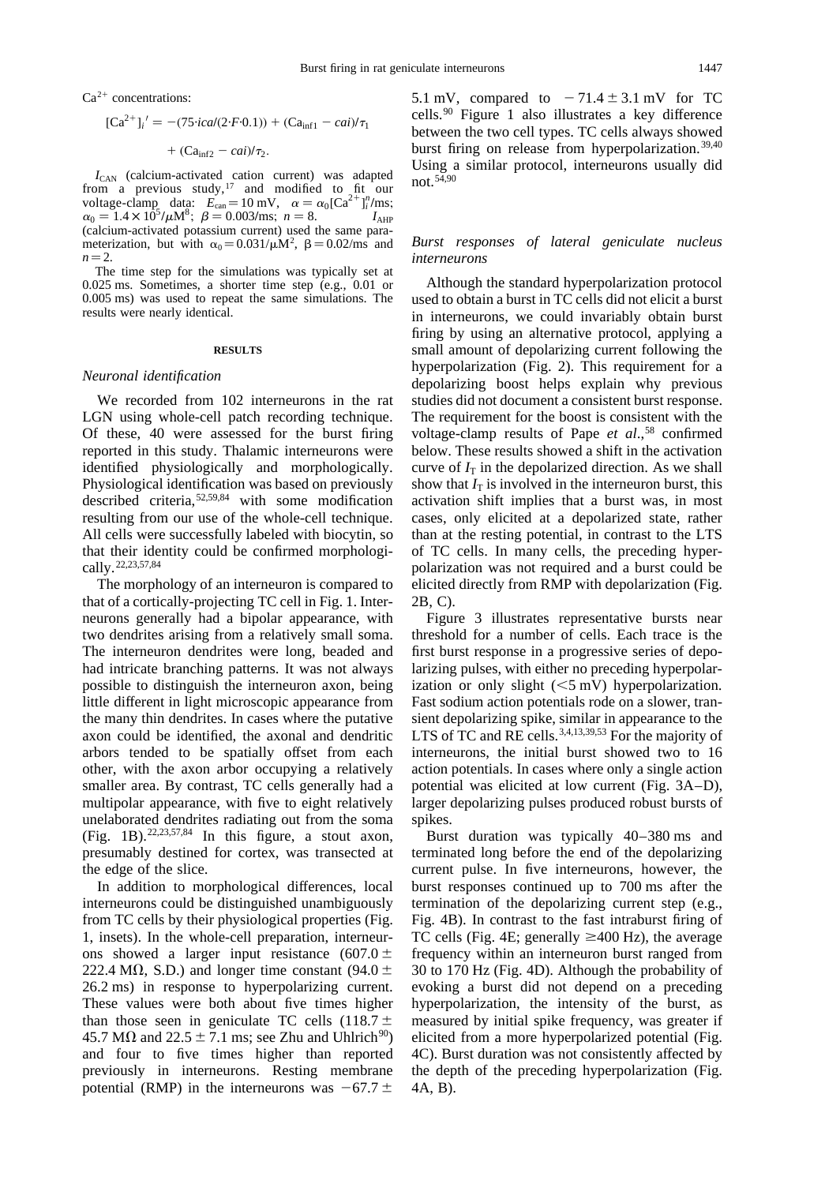$Ca^{2+}$ concentrations:

$$[Ca^{2+}]_i' = -(75 \cdot ica/(2 \cdot F \cdot 0.1)) + (Ca_{inf1} - cai)/\tau_1 + (Ca_{inf2} - cai)/\tau_2.$$

$I_{CAN}$ (calcium-activated cation current) was adapted from a previous study,[17] and modified to fit our voltage-clamp data: $E_{can} = 10$ mV, $\alpha = \alpha_0[Ca^{2+}]_i^n$/ms; $\alpha_0 = 1.4 \times 10^5/\mu M^8$; $\beta = 0.003$/ms; $n = 8$. $I_{AHP}$ (calcium-activated potassium current) used the same parameterization, but with $\alpha_0 = 0.031/\mu M^2$, $\beta = 0.02$/ms and $n = 2$.

The time step for the simulations was typically set at 0.025 ms. Sometimes, a shorter time step (e.g., 0.01 or 0.005 ms) was used to repeat the same simulations. The results were nearly identical.

## RESULTS

### *Neuronal identification*

We recorded from 102 interneurons in the rat LGN using whole-cell patch recording technique. Of these, 40 were assessed for the burst firing reported in this study. Thalamic interneurons were identified physiologically and morphologically. Physiological identification was based on previously described criteria,[52,59,84] with some modification resulting from our use of the whole-cell technique. All cells were successfully labeled with biocytin, so that their identity could be confirmed morphologically.[22,23,57,84]

The morphology of an interneuron is compared to that of a cortically-projecting TC cell in Fig. 1. Interneurons generally had a bipolar appearance, with two dendrites arising from a relatively small soma. The interneuron dendrites were long, beaded and had intricate branching patterns. It was not always possible to distinguish the interneuron axon, being little different in light microscopic appearance from the many thin dendrites. In cases where the putative axon could be identified, the axonal and dendritic arbors tended to be spatially offset from each other, with the axon arbor occupying a relatively smaller area. By contrast, TC cells generally had a multipolar appearance, with five to eight relatively unelaborated dendrites radiating out from the soma (Fig. 1B).[22,23,57,84] In this figure, a stout axon, presumably destined for cortex, was transected at the edge of the slice.

In addition to morphological differences, local interneurons could be distinguished unambiguously from TC cells by their physiological properties (Fig. 1, insets). In the whole-cell preparation, interneurons showed a larger input resistance ($607.0 \pm 222.4$ MΩ, S.D.) and longer time constant ($94.0 \pm 26.2$ ms) in response to hyperpolarizing current. These values were both about five times higher than those seen in geniculate TC cells ($118.7 \pm 45.7$ MΩ and $22.5 \pm 7.1$ ms; see Zhu and Uhlrich[90]) and four to five times higher than reported previously in interneurons. Resting membrane potential (RMP) in the interneurons was $-67.7 \pm 5.1$ mV, compared to $-71.4 \pm 3.1$ mV for TC cells.[90] Figure 1 also illustrates a key difference between the two cell types. TC cells always showed burst firing on release from hyperpolarization.[39,40] Using a similar protocol, interneurons usually did not.[54,90]

### *Burst responses of lateral geniculate nucleus interneurons*

Although the standard hyperpolarization protocol used to obtain a burst in TC cells did not elicit a burst in interneurons, we could invariably obtain burst firing by using an alternative protocol, applying a small amount of depolarizing current following the hyperpolarization (Fig. 2). This requirement for a depolarizing boost helps explain why previous studies did not document a consistent burst response. The requirement for the boost is consistent with the voltage-clamp results of Pape *et al.*,[58] confirmed below. These results showed a shift in the activation curve of $I_T$ in the depolarized direction. As we shall show that $I_T$ is involved in the interneuron burst, this activation shift implies that a burst was, in most cases, only elicited at a depolarized state, rather than at the resting potential, in contrast to the LTS of TC cells. In many cells, the preceding hyperpolarization was not required and a burst could be elicited directly from RMP with depolarization (Fig. 2B, C).

Figure 3 illustrates representative bursts near threshold for a number of cells. Each trace is the first burst response in a progressive series of depolarizing pulses, with either no preceding hyperpolarization or only slight (<5 mV) hyperpolarization. Fast sodium action potentials rode on a slower, transient depolarizing spike, similar in appearance to the LTS of TC and RE cells.[3,4,13,39,53] For the majority of interneurons, the initial burst showed two to 16 action potentials. In cases where only a single action potential was elicited at low current (Fig. 3A–D), larger depolarizing pulses produced robust bursts of spikes.

Burst duration was typically 40–380 ms and terminated long before the end of the depolarizing current pulse. In five interneurons, however, the burst responses continued up to 700 ms after the termination of the depolarizing current step (e.g., Fig. 4B). In contrast to the fast intraburst firing of TC cells (Fig. 4E; generally ≥400 Hz), the average frequency within an interneuron burst ranged from 30 to 170 Hz (Fig. 4D). Although the probability of evoking a burst did not depend on a preceding hyperpolarization, the intensity of the burst, as measured by initial spike frequency, was greater if elicited from a more hyperpolarized potential (Fig. 4C). Burst duration was not consistently affected by the depth of the preceding hyperpolarization (Fig. 4A, B).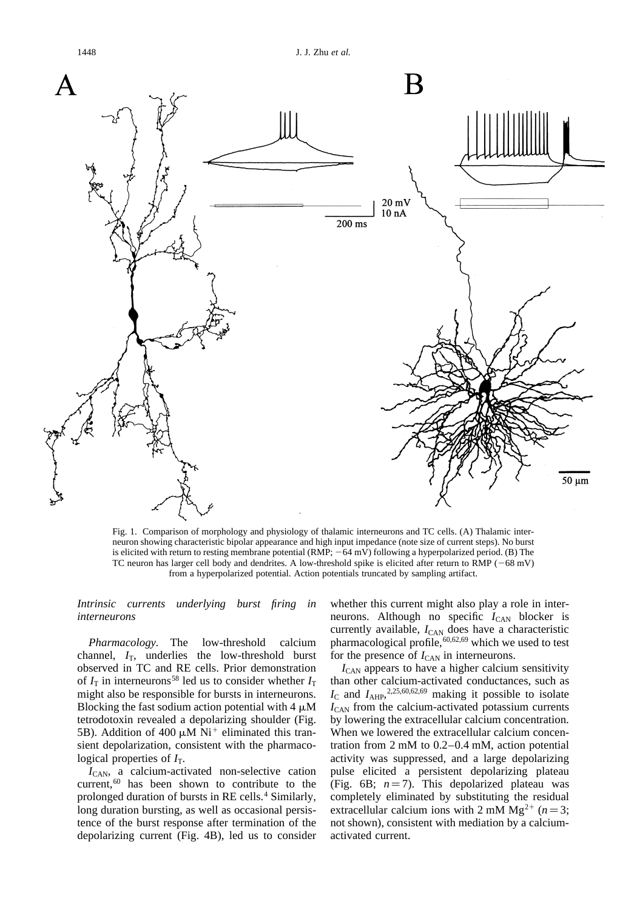Fig. 1. Comparison of morphology and physiology of thalamic interneurons and TC cells. (A) Thalamic interneuron showing characteristic bipolar appearance and high input impedance (note size of current steps). No burst is elicited with return to resting membrane potential (RMP; −64 mV) following a hyperpolarized period. (B) The TC neuron has larger cell body and dendrites. A low-threshold spike is elicited after return to RMP (−68 mV) from a hyperpolarized potential. Action potentials truncated by sampling artifact.

### *Intrinsic currents underlying burst firing in interneurons*

*Pharmacology.* The low-threshold calcium channel, $I_T$, underlies the low-threshold burst observed in TC and RE cells. Prior demonstration of $I_T$ in interneurons[58] led us to consider whether $I_T$ might also be responsible for bursts in interneurons. Blocking the fast sodium action potential with 4 μM tetrodotoxin revealed a depolarizing shoulder (Fig. 5B). Addition of 400 μM $Ni^{+}$ eliminated this transient depolarization, consistent with the pharmacological properties of $I_T$.

$I_{CAN}$, a calcium-activated non-selective cation current,[60] has been shown to contribute to the prolonged duration of bursts in RE cells.[4] Similarly, long duration bursting, as well as occasional persistence of the burst response after termination of the depolarizing current (Fig. 4B), led us to consider whether this current might also play a role in interneurons. Although no specific $I_{CAN}$ blocker is currently available, $I_{CAN}$ does have a characteristic pharmacological profile,[60,62,69] which we used to test for the presence of $I_{CAN}$ in interneurons.

$I_{CAN}$ appears to have a higher calcium sensitivity than other calcium-activated conductances, such as $I_C$ and $I_{AHP}$,[2,25,60,62,69] making it possible to isolate $I_{CAN}$ from the calcium-activated potassium currents by lowering the extracellular calcium concentration. When we lowered the extracellular calcium concentration from 2 mM to 0.2–0.4 mM, action potential activity was suppressed, and a large depolarizing pulse elicited a persistent depolarizing plateau (Fig. 6B; $n = 7$). This depolarized plateau was completely eliminated by substituting the residual extracellular calcium ions with 2 mM $Mg^{2+}$ ($n = 3$; not shown), consistent with mediation by a calcium-activated current.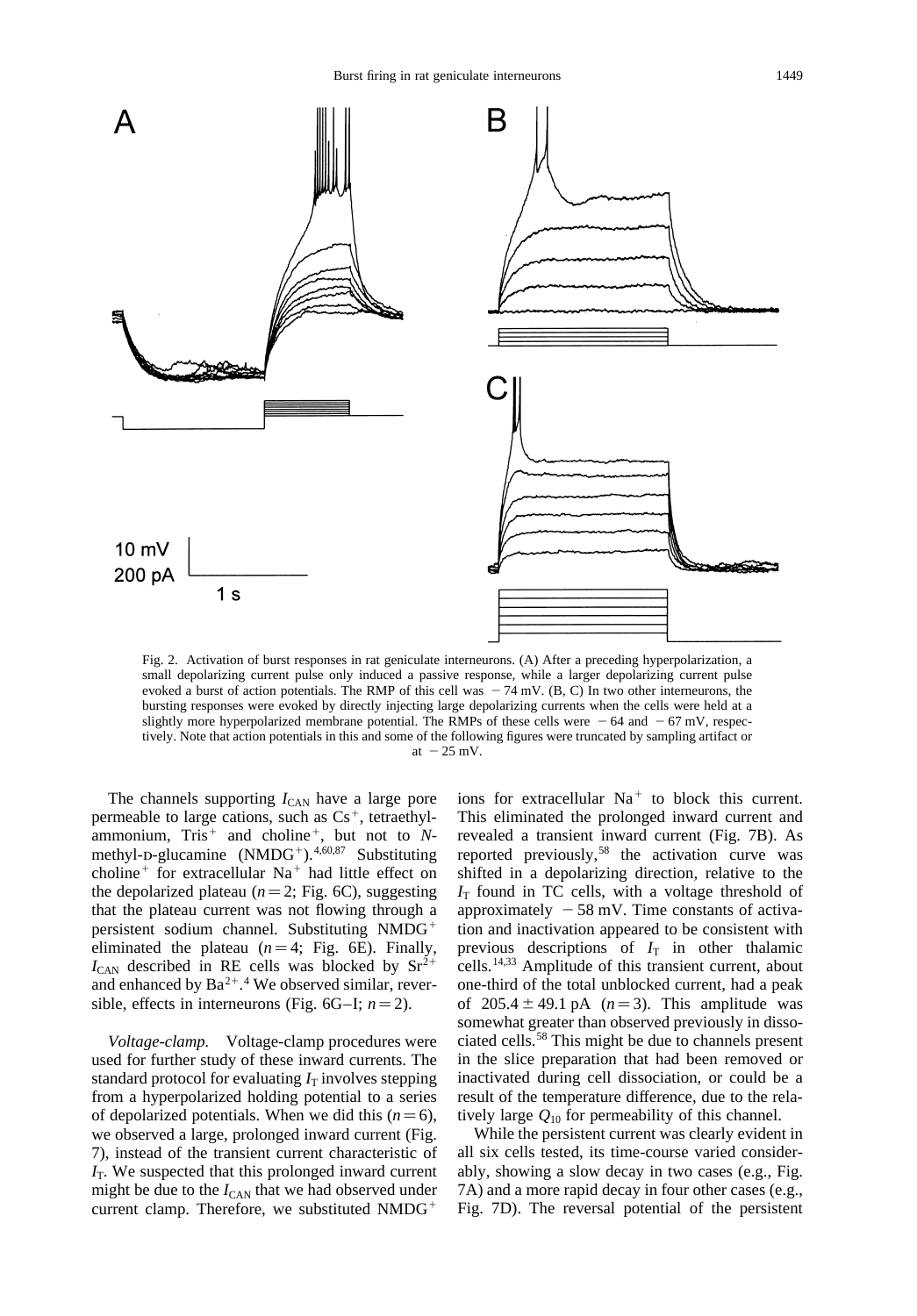Fig. 2. Activation of burst responses in rat geniculate interneurons. (A) After a preceding hyperpolarization, a small depolarizing current pulse only induced a passive response, while a larger depolarizing current pulse evoked a burst of action potentials. The RMP of this cell was −74 mV. (B, C) In two other interneurons, the bursting responses were evoked by directly injecting large depolarizing currents when the cells were held at a slightly more hyperpolarized membrane potential. The RMPs of these cells were −64 and −67 mV, respectively. Note that action potentials in this and some of the following figures were truncated by sampling artifact or at −25 mV.

The channels supporting $I_{CAN}$ have a large pore permeable to large cations, such as $Cs^+$, tetraethylammonium, $Tris^+$ and $choline^+$, but not to *N*-methyl-D-glucamine ($NMDG^+$).[4,60,87] Substituting $choline^+$ for extracellular $Na^+$ had little effect on the depolarized plateau ($n=2$; Fig. 6C), suggesting that the plateau current was not flowing through a persistent sodium channel. Substituting $NMDG^+$ eliminated the plateau ($n=4$; Fig. 6E). Finally, $I_{CAN}$ described in RE cells was blocked by $Sr^{2+}$ and enhanced by $Ba^{2+}$.[4] We observed similar, reversible, effects in interneurons (Fig. 6G–I; $n=2$).

*Voltage-clamp.* Voltage-clamp procedures were used for further study of these inward currents. The standard protocol for evaluating $I_T$ involves stepping from a hyperpolarized holding potential to a series of depolarized potentials. When we did this ($n=6$), we observed a large, prolonged inward current (Fig. 7), instead of the transient current characteristic of $I_T$. We suspected that this prolonged inward current might be due to the $I_{CAN}$ that we had observed under current clamp. Therefore, we substituted $NMDG^+$ ions for extracellular $Na^+$ to block this current. This eliminated the prolonged inward current and revealed a transient inward current (Fig. 7B). As reported previously,[58] the activation curve was shifted in a depolarizing direction, relative to the $I_T$ found in TC cells, with a voltage threshold of approximately −58 mV. Time constants of activation and inactivation appeared to be consistent with previous descriptions of $I_T$ in other thalamic cells.[14,33] Amplitude of this transient current, about one-third of the total unblocked current, had a peak of $205.4 \pm 49.1$ pA ($n=3$). This amplitude was somewhat greater than observed previously in dissociated cells.[58] This might be due to channels present in the slice preparation that had been removed or inactivated during cell dissociation, or could be a result of the temperature difference, due to the relatively large $Q_{10}$ for permeability of this channel.

While the persistent current was clearly evident in all six cells tested, its time-course varied considerably, showing a slow decay in two cases (e.g., Fig. 7A) and a more rapid decay in four other cases (e.g., Fig. 7D). The reversal potential of the persistent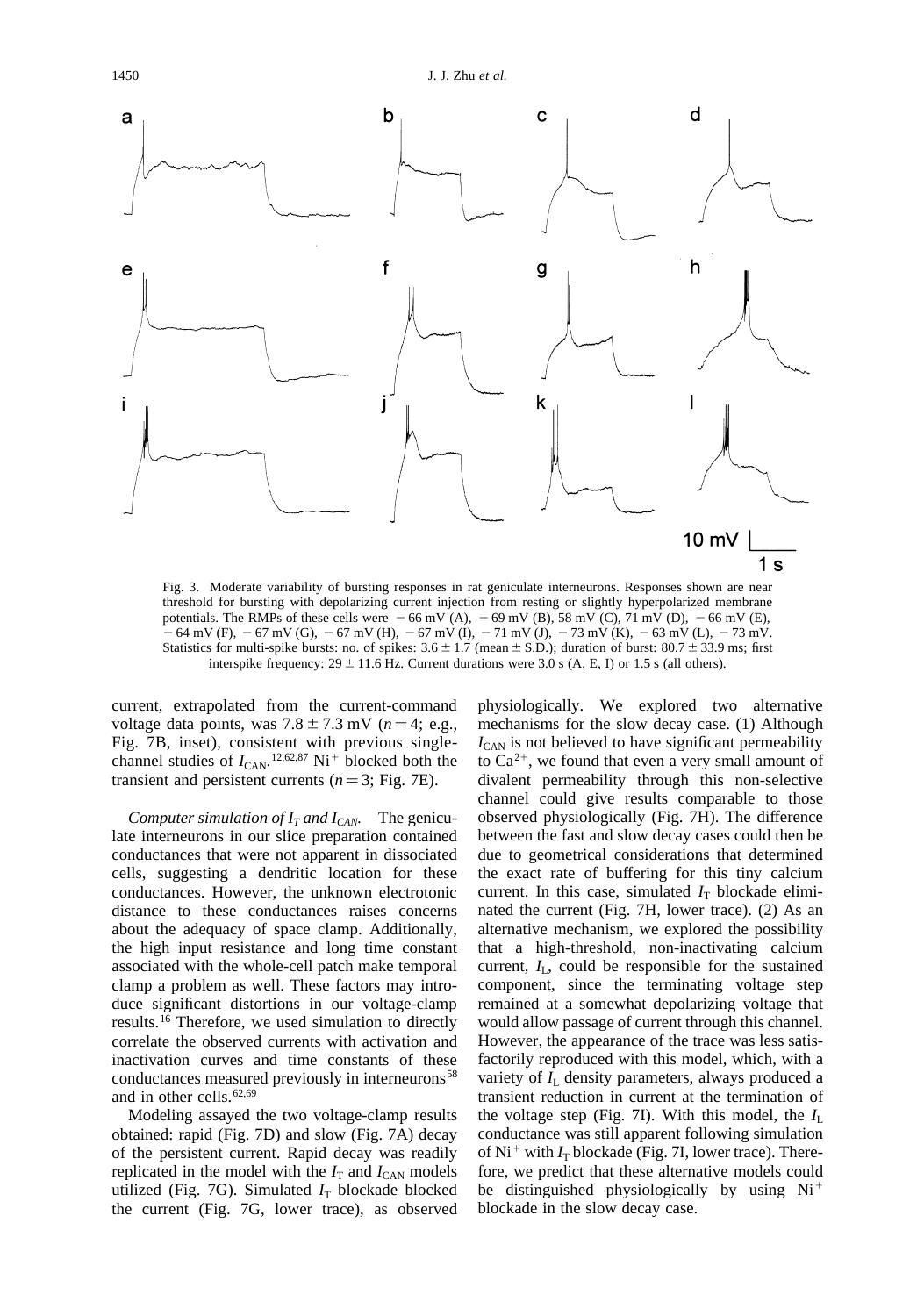Fig. 3. Moderate variability of bursting responses in rat geniculate interneurons. Responses shown are near threshold for bursting with depolarizing current injection from resting or slightly hyperpolarized membrane potentials. The RMPs of these cells were − 66 mV (A), − 69 mV (B), 58 mV (C), 71 mV (D), − 66 mV (E), − 64 mV (F), − 67 mV (G), − 67 mV (H), − 67 mV (I), − 71 mV (J), − 73 mV (K), − 63 mV (L), − 73 mV. Statistics for multi-spike bursts: no. of spikes: $3.6 \pm 1.7$ (mean ± S.D.); duration of burst: $80.7 \pm 33.9$ ms; first interspike frequency: $29 \pm 11.6$ Hz. Current durations were 3.0 s (A, E, I) or 1.5 s (all others).

current, extrapolated from the current-command voltage data points, was $7.8 \pm 7.3$ mV ($n = 4$; e.g., Fig. 7B, inset), consistent with previous single-channel studies of $I_{CAN}$.[12,62,87] $Ni^{+}$ blocked both the transient and persistent currents ($n = 3$; Fig. 7E).

*Computer simulation of $I_T$ and $I_{CAN}$.* The geniculate interneurons in our slice preparation contained conductances that were not apparent in dissociated cells, suggesting a dendritic location for these conductances. However, the unknown electrotonic distance to these conductances raises concerns about the adequacy of space clamp. Additionally, the high input resistance and long time constant associated with the whole-cell patch make temporal clamp a problem as well. These factors may introduce significant distortions in our voltage-clamp results.[16] Therefore, we used simulation to directly correlate the observed currents with activation and inactivation curves and time constants of these conductances measured previously in interneurons[58] and in other cells.[62,69]

Modeling assayed the two voltage-clamp results obtained: rapid (Fig. 7D) and slow (Fig. 7A) decay of the persistent current. Rapid decay was readily replicated in the model with the $I_T$ and $I_{CAN}$ models utilized (Fig. 7G). Simulated $I_T$ blockade blocked the current (Fig. 7G, lower trace), as observed physiologically. We explored two alternative mechanisms for the slow decay case. (1) Although $I_{CAN}$ is not believed to have significant permeability to $Ca^{2+}$, we found that even a very small amount of divalent permeability through this non-selective channel could give results comparable to those observed physiologically (Fig. 7H). The difference between the fast and slow decay cases could then be due to geometrical considerations that determined the exact rate of buffering for this tiny calcium current. In this case, simulated $I_T$ blockade eliminated the current (Fig. 7H, lower trace). (2) As an alternative mechanism, we explored the possibility that a high-threshold, non-inactivating calcium current, $I_L$, could be responsible for the sustained component, since the terminating voltage step remained at a somewhat depolarizing voltage that would allow passage of current through this channel. However, the appearance of the trace was less satisfactorily reproduced with this model, which, with a variety of $I_L$ density parameters, always produced a transient reduction in current at the termination of the voltage step (Fig. 7I). With this model, the $I_L$ conductance was still apparent following simulation of $Ni^{+}$ with $I_T$ blockade (Fig. 7I, lower trace). Therefore, we predict that these alternative models could be distinguished physiologically by using $Ni^{+}$ blockade in the slow decay case.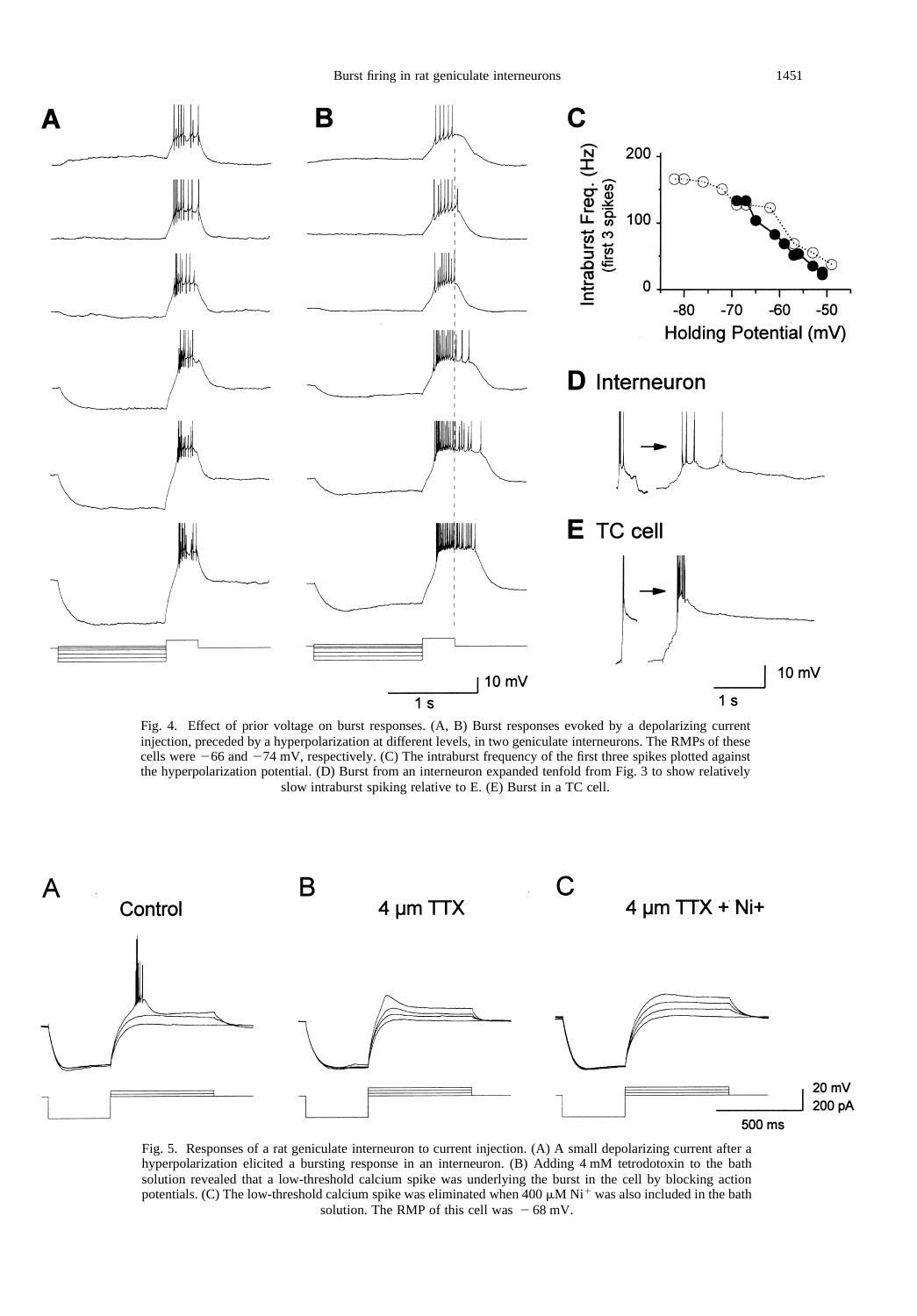Fig. 4. Effect of prior voltage on burst responses. (A, B) Burst responses evoked by a depolarizing current injection, preceded by a hyperpolarization at different levels, in two geniculate interneurons. The RMPs of these cells were −66 and −74 mV, respectively. (C) The intraburst frequency of the first three spikes plotted against the hyperpolarization potential. (D) Burst from an interneuron expanded tenfold from Fig. 3 to show relatively slow intraburst spiking relative to E. (E) Burst in a TC cell.

Fig. 5. Responses of a rat geniculate interneuron to current injection. (A) A small depolarizing current after a hyperpolarization elicited a bursting response in an interneuron. (B) Adding 4 mM tetrodotoxin to the bath solution revealed that a low-threshold calcium spike was underlying the burst in the cell by blocking action potentials. (C) The low-threshold calcium spike was eliminated when 400 μM $Ni^{+}$ was also included in the bath solution. The RMP of this cell was −68 mV.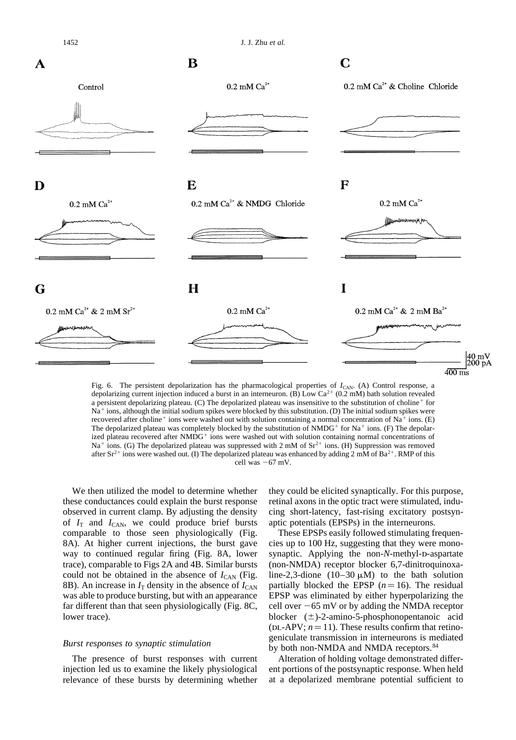Fig. 6. The persistent depolarization has the pharmacological properties of $I_{CAN}$. (A) Control response, a depolarizing current injection induced a burst in an interneuron. (B) Low $Ca^{2+}$ (0.2 mM) bath solution revealed a persistent depolarizing plateau. (C) The depolarized plateau was insensitive to the substitution of choline$^{+}$ for $Na^{+}$ ions, although the initial sodium spikes were blocked by this substitution. (D) The initial sodium spikes were recovered after choline$^{+}$ ions were washed out with solution containing a normal concentration of $Na^{+}$ ions. (E) The depolarized plateau was completely blocked by the substitution of NMDG$^{+}$ for $Na^{+}$ ions. (F) The depolarized plateau recovered after NMDG$^{+}$ ions were washed out with solution containing normal concentrations of $Na^{+}$ ions. (G) The depolarized plateau was suppressed with 2 mM of $Sr^{2+}$ ions. (H) Suppression was removed after $Sr^{2+}$ ions were washed out. (I) The depolarized plateau was enhanced by adding 2 mM of $Ba^{2+}$. RMP of this cell was −67 mV.

We then utilized the model to determine whether these conductances could explain the burst response observed in current clamp. By adjusting the density of $I_T$ and $I_{CAN}$, we could produce brief bursts comparable to those seen physiologically (Fig. 8A). At higher current injections, the burst gave way to continued regular firing (Fig. 8A, lower trace), comparable to Figs 2A and 4B. Similar bursts could not be obtained in the absence of $I_{CAN}$ (Fig. 8B). An increase in $I_T$ density in the absence of $I_{CAN}$ was able to produce bursting, but with an appearance far different than that seen physiologically (Fig. 8C, lower trace).

### *Burst responses to synaptic stimulation*

The presence of burst responses with current injection led us to examine the likely physiological relevance of these bursts by determining whether they could be elicited synaptically. For this purpose, retinal axons in the optic tract were stimulated, inducing short-latency, fast-rising excitatory postsynaptic potentials (EPSPs) in the interneurons.

These EPSPs easily followed stimulating frequencies up to 100 Hz, suggesting that they were monosynaptic. Applying the non-*N*-methyl-D-aspartate (non-NMDA) receptor blocker 6,7-dinitroquinoxaline-2,3-dione (10–30 μM) to the bath solution partially blocked the EPSP ($n=16$). The residual EPSP was eliminated by either hyperpolarizing the cell over −65 mV or by adding the NMDA receptor blocker (±)-2-amino-5-phosphonopentanoic acid (DL-APV; $n=11$). These results confirm that retinogeniculate transmission in interneurons is mediated by both non-NMDA and NMDA receptors.[84]

Alteration of holding voltage demonstrated different portions of the postsynaptic response. When held at a depolarized membrane potential sufficient to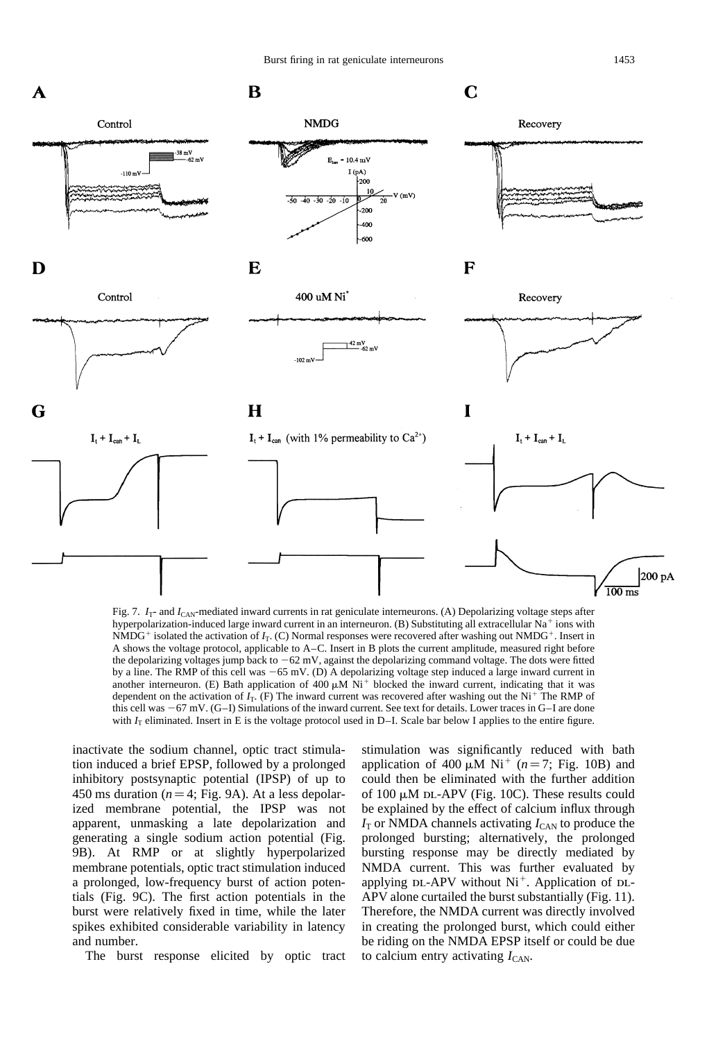Fig. 7. $I_T$- and $I_{CAN}$-mediated inward currents in rat geniculate interneurons. (A) Depolarizing voltage steps after hyperpolarization-induced large inward current in an interneuron. (B) Substituting all extracellular $Na^+$ ions with $NMDG^+$ isolated the activation of $I_T$. (C) Normal responses were recovered after washing out $NMDG^+$. Insert in A shows the voltage protocol, applicable to A–C. Insert in B plots the current amplitude, measured right before the depolarizing voltages jump back to −62 mV, against the depolarizing command voltage. The dots were fitted by a line. The RMP of this cell was −65 mV. (D) A depolarizing voltage step induced a large inward current in another interneuron. (E) Bath application of 400 μM $Ni^+$ blocked the inward current, indicating that it was dependent on the activation of $I_T$. (F) The inward current was recovered after washing out the $Ni^+$ The RMP of this cell was −67 mV. (G–I) Simulations of the inward current. See text for details. Lower traces in G–I are done with $I_T$ eliminated. Insert in E is the voltage protocol used in D–I. Scale bar below I applies to the entire figure.

inactivate the sodium channel, optic tract stimulation induced a brief EPSP, followed by a prolonged inhibitory postsynaptic potential (IPSP) of up to 450 ms duration ($n=4$; Fig. 9A). At a less depolarized membrane potential, the IPSP was not apparent, unmasking a late depolarization and generating a single sodium action potential (Fig. 9B). At RMP or at slightly hyperpolarized membrane potentials, optic tract stimulation induced a prolonged, low-frequency burst of action potentials (Fig. 9C). The first action potentials in the burst were relatively fixed in time, while the later spikes exhibited considerable variability in latency and number.

The burst response elicited by optic tract stimulation was significantly reduced with bath application of 400 μM $Ni^+$ ($n=7$; Fig. 10B) and could then be eliminated with the further addition of 100 μM DL-APV (Fig. 10C). These results could be explained by the effect of calcium influx through $I_T$ or NMDA channels activating $I_{CAN}$ to produce the prolonged bursting; alternatively, the prolonged bursting response may be directly mediated by NMDA current. This was further evaluated by applying DL-APV without $Ni^+$. Application of DL-APV alone curtailed the burst substantially (Fig. 11). Therefore, the NMDA current was directly involved in creating the prolonged burst, which could either be riding on the NMDA EPSP itself or could be due to calcium entry activating $I_{CAN}$.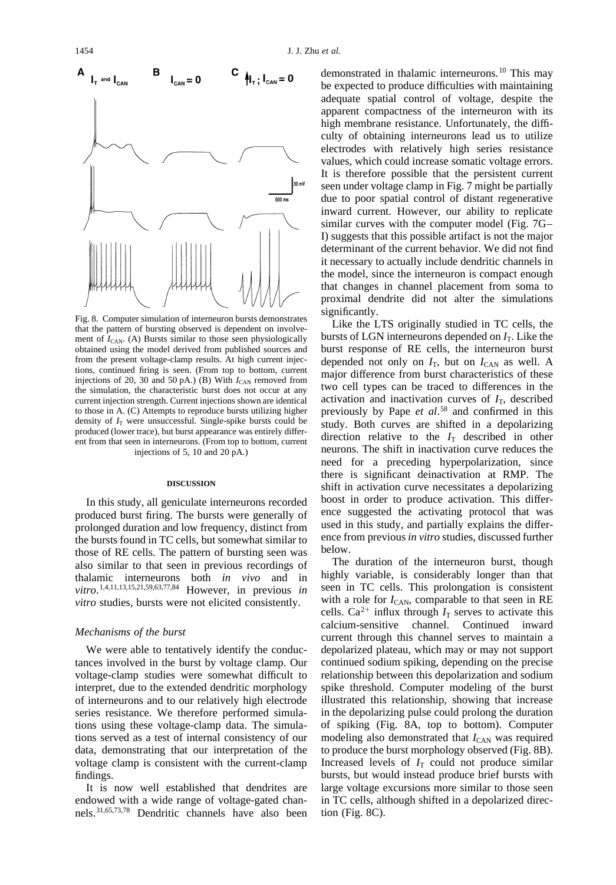Fig. 8. Computer simulation of interneuron bursts demonstrates that the pattern of bursting observed is dependent on involvement of $I_{CAN}$. (A) Bursts similar to those seen physiologically obtained using the model derived from published sources and from the present voltage-clamp results. At high current injections, continued firing is seen. (From top to bottom, current injections of 20, 30 and 50 pA.) (B) With $I_{CAN}$ removed from the simulation, the characteristic burst does not occur at any current injection strength. Current injections shown are identical to those in A. (C) Attempts to reproduce bursts utilizing higher density of $I_T$ were unsuccessful. Single-spike bursts could be produced (lower trace), but burst appearance was entirely different from that seen in interneurons. (From top to bottom, current injections of 5, 10 and 20 pA.)

## DISCUSSION

In this study, all geniculate interneurons recorded produced burst firing. The bursts were generally of prolonged duration and low frequency, distinct from the bursts found in TC cells, but somewhat similar to those of RE cells. The pattern of bursting seen was also similar to that seen in previous recordings of thalamic interneurons both *in vivo* and *in vitro*.[1,4,11,13,15,21,59,63,77,84] However, in previous *in vitro* studies, bursts were not elicited consistently.

### *Mechanisms of the burst*

We were able to tentatively identify the conductances involved in the burst by voltage clamp. Our voltage-clamp studies were somewhat difficult to interpret, due to the extended dendritic morphology of interneurons and to our relatively high electrode series resistance. We therefore performed simulations using these voltage-clamp data. The simulations served as a test of internal consistency of our data, demonstrating that our interpretation of the voltage clamp is consistent with the current-clamp findings.

It is now well established that dendrites are endowed with a wide range of voltage-gated channels.[31,65,73,78] Dendritic channels have also been demonstrated in thalamic interneurons.[10] This may be expected to produce difficulties with maintaining adequate spatial control of voltage, despite the apparent compactness of the interneuron with its high membrane resistance. Unfortunately, the difficulty of obtaining interneurons lead us to utilize electrodes with relatively high series resistance values, which could increase somatic voltage errors. It is therefore possible that the persistent current seen under voltage clamp in Fig. 7 might be partially due to poor spatial control of distant regenerative inward current. However, our ability to replicate similar curves with the computer model (Fig. 7G–I) suggests that this possible artifact is not the major determinant of the current behavior. We did not find it necessary to actually include dendritic channels in the model, since the interneuron is compact enough that changes in channel placement from soma to proximal dendrite did not alter the simulations significantly.

Like the LTS originally studied in TC cells, the bursts of LGN interneurons depended on $I_T$. Like the burst response of RE cells, the interneuron burst depended not only on $I_T$, but on $I_{CAN}$ as well. A major difference from burst characteristics of these two cell types can be traced to differences in the activation and inactivation curves of $I_T$, described previously by Pape *et al*.[58] and confirmed in this study. Both curves are shifted in a depolarizing direction relative to the $I_T$ described in other neurons. The shift in inactivation curve reduces the need for a preceding hyperpolarization, since there is significant deinactivation at RMP. The shift in activation curve necessitates a depolarizing boost in order to produce activation. This difference suggested the activating protocol that was used in this study, and partially explains the difference from previous *in vitro* studies, discussed further below.

The duration of the interneuron burst, though highly variable, is considerably longer than that seen in TC cells. This prolongation is consistent with a role for $I_{CAN}$, comparable to that seen in RE cells. $Ca^{2+}$ influx through $I_T$ serves to activate this calcium-sensitive channel. Continued inward current through this channel serves to maintain a depolarized plateau, which may or may not support continued sodium spiking, depending on the precise relationship between this depolarization and sodium spike threshold. Computer modeling of the burst illustrated this relationship, showing that increase in the depolarizing pulse could prolong the duration of spiking (Fig. 8A, top to bottom). Computer modeling also demonstrated that $I_{CAN}$ was required to produce the burst morphology observed (Fig. 8B). Increased levels of $I_T$ could not produce similar bursts, but would instead produce brief bursts with large voltage excursions more similar to those seen in TC cells, although shifted in a depolarized direction (Fig. 8C).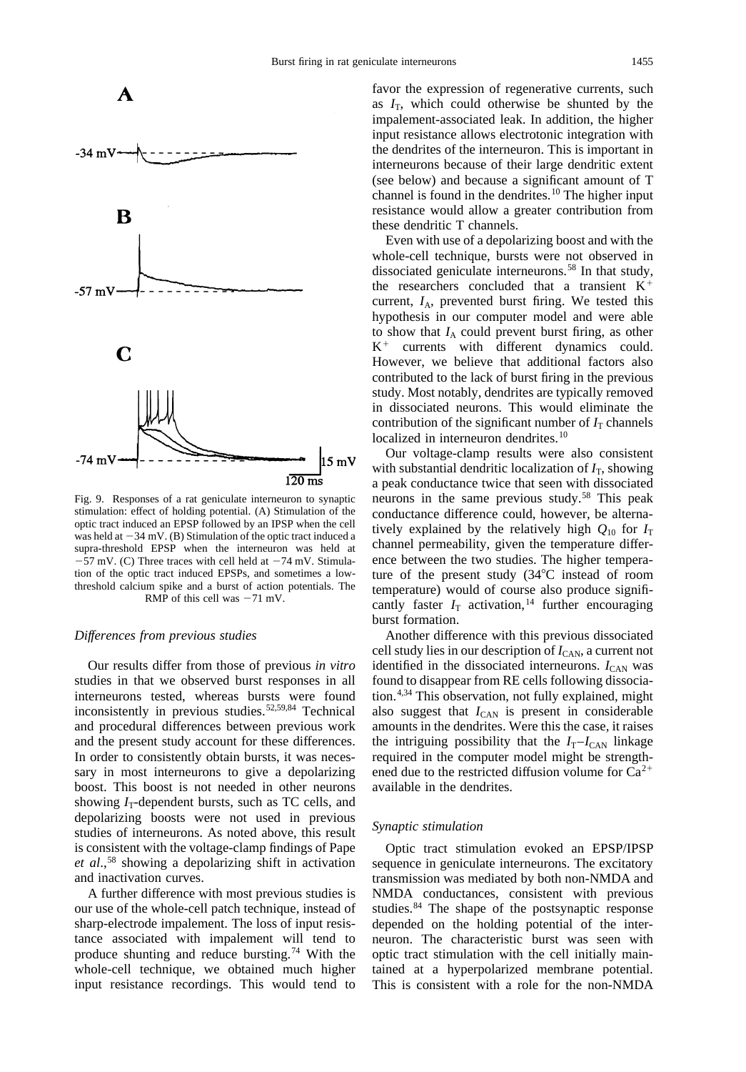Fig. 9. Responses of a rat geniculate interneuron to synaptic stimulation: effect of holding potential. (A) Stimulation of the optic tract induced an EPSP followed by an IPSP when the cell was held at −34 mV. (B) Stimulation of the optic tract induced a supra-threshold EPSP when the interneuron was held at −57 mV. (C) Three traces with cell held at −74 mV. Stimulation of the optic tract induced EPSPs, and sometimes a low-threshold calcium spike and a burst of action potentials. The RMP of this cell was −71 mV.

### *Differences from previous studies*

Our results differ from those of previous *in vitro* studies in that we observed burst responses in all interneurons tested, whereas bursts were found inconsistently in previous studies.[52,59,84] Technical and procedural differences between previous work and the present study account for these differences. In order to consistently obtain bursts, it was necessary in most interneurons to give a depolarizing boost. This boost is not needed in other neurons showing $I_T$-dependent bursts, such as TC cells, and depolarizing boosts were not used in previous studies of interneurons. As noted above, this result is consistent with the voltage-clamp findings of Pape *et al*.,[58] showing a depolarizing shift in activation and inactivation curves.

A further difference with most previous studies is our use of the whole-cell patch technique, instead of sharp-electrode impalement. The loss of input resistance associated with impalement will tend to produce shunting and reduce bursting.[74] With the whole-cell technique, we obtained much higher input resistance recordings. This would tend to favor the expression of regenerative currents, such as $I_T$, which could otherwise be shunted by the impalement-associated leak. In addition, the higher input resistance allows electrotonic integration with the dendrites of the interneuron. This is important in interneurons because of their large dendritic extent (see below) and because a significant amount of T channel is found in the dendrites.[10] The higher input resistance would allow a greater contribution from these dendritic T channels.

Even with use of a depolarizing boost and with the whole-cell technique, bursts were not observed in dissociated geniculate interneurons.[58] In that study, the researchers concluded that a transient $K^+$ current, $I_A$, prevented burst firing. We tested this hypothesis in our computer model and were able to show that $I_A$ could prevent burst firing, as other $K^+$ currents with different dynamics could. However, we believe that additional factors also contributed to the lack of burst firing in the previous study. Most notably, dendrites are typically removed in dissociated neurons. This would eliminate the contribution of the significant number of $I_T$ channels localized in interneuron dendrites.[10]

Our voltage-clamp results were also consistent with substantial dendritic localization of $I_T$, showing a peak conductance twice that seen with dissociated neurons in the same previous study.[58] This peak conductance difference could, however, be alternatively explained by the relatively high $Q_{10}$ for $I_T$ channel permeability, given the temperature difference between the two studies. The higher temperature of the present study (34°C instead of room temperature) would of course also produce significantly faster $I_T$ activation,[14] further encouraging burst formation.

Another difference with this previous dissociated cell study lies in our description of $I_{CAN}$, a current not identified in the dissociated interneurons. $I_{CAN}$ was found to disappear from RE cells following dissociation.[4,34] This observation, not fully explained, might also suggest that $I_{CAN}$ is present in considerable amounts in the dendrites. Were this the case, it raises the intriguing possibility that the $I_T$–$I_{CAN}$ linkage required in the computer model might be strengthened due to the restricted diffusion volume for $Ca^{2+}$ available in the dendrites.

### *Synaptic stimulation*

Optic tract stimulation evoked an EPSP/IPSP sequence in geniculate interneurons. The excitatory transmission was mediated by both non-NMDA and NMDA conductances, consistent with previous studies.[84] The shape of the postsynaptic response depended on the holding potential of the interneuron. The characteristic burst was seen with optic tract stimulation with the cell initially maintained at a hyperpolarized membrane potential. This is consistent with a role for the non-NMDA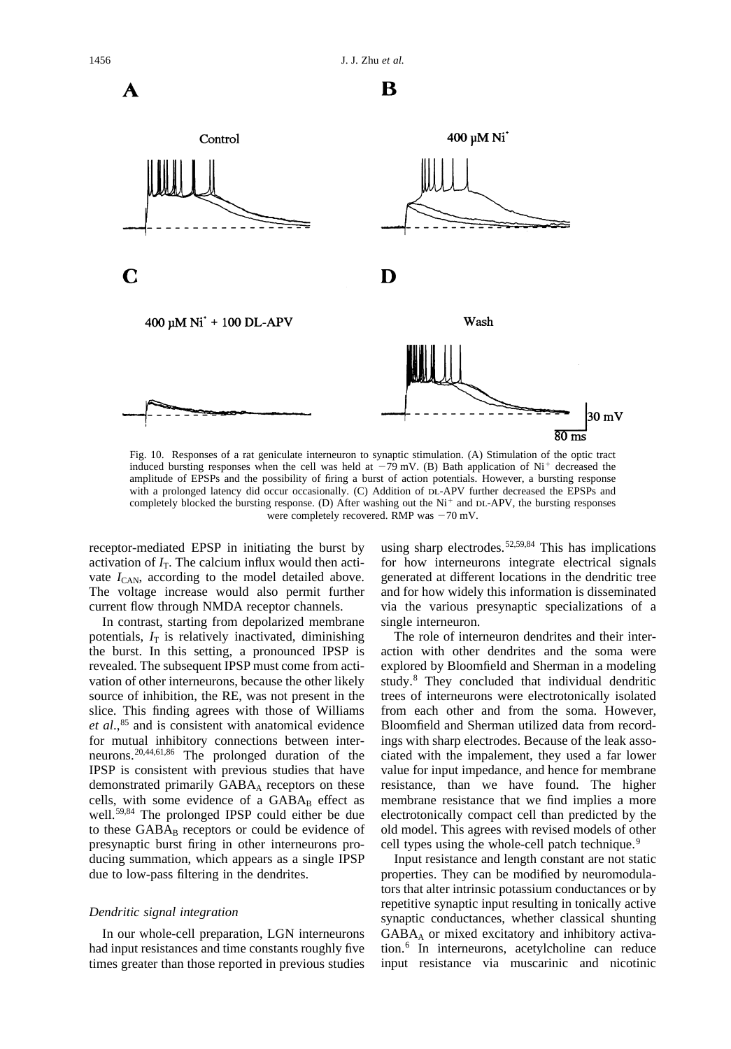Fig. 10. Responses of a rat geniculate interneuron to synaptic stimulation. (A) Stimulation of the optic tract induced bursting responses when the cell was held at −79 mV. (B) Bath application of $Ni^{+}$ decreased the amplitude of EPSPs and the possibility of firing a burst of action potentials. However, a bursting response with a prolonged latency did occur occasionally. (C) Addition of DL-APV further decreased the EPSPs and completely blocked the bursting response. (D) After washing out the $Ni^{+}$ and DL-APV, the bursting responses were completely recovered. RMP was −70 mV.

receptor-mediated EPSP in initiating the burst by activation of $I_T$. The calcium influx would then activate $I_{CAN}$, according to the model detailed above. The voltage increase would also permit further current flow through NMDA receptor channels.

In contrast, starting from depolarized membrane potentials, $I_T$ is relatively inactivated, diminishing the burst. In this setting, a pronounced IPSP is revealed. The subsequent IPSP must come from activation of other interneurons, because the other likely source of inhibition, the RE, was not present in the slice. This finding agrees with those of Williams *et al*.,[85] and is consistent with anatomical evidence for mutual inhibitory connections between interneurons.[20,44,61,86] The prolonged duration of the IPSP is consistent with previous studies that have demonstrated primarily $GABA_A$ receptors on these cells, with some evidence of a $GABA_B$ effect as well.[59,84] The prolonged IPSP could either be due to these $GABA_B$ receptors or could be evidence of presynaptic burst firing in other interneurons producing summation, which appears as a single IPSP due to low-pass filtering in the dendrites.

### *Dendritic signal integration*

In our whole-cell preparation, LGN interneurons had input resistances and time constants roughly five times greater than those reported in previous studies using sharp electrodes.[52,59,84] This has implications for how interneurons integrate electrical signals generated at different locations in the dendritic tree and for how widely this information is disseminated via the various presynaptic specializations of a single interneuron.

The role of interneuron dendrites and their interaction with other dendrites and the soma were explored by Bloomfield and Sherman in a modeling study.[8] They concluded that individual dendritic trees of interneurons were electrotonically isolated from each other and from the soma. However, Bloomfield and Sherman utilized data from recordings with sharp electrodes. Because of the leak associated with the impalement, they used a far lower value for input impedance, and hence for membrane resistance, than we have found. The higher membrane resistance that we find implies a more electrotonically compact cell than predicted by the old model. This agrees with revised models of other cell types using the whole-cell patch technique.[9]

Input resistance and length constant are not static properties. They can be modified by neuromodulators that alter intrinsic potassium conductances or by repetitive synaptic input resulting in tonically active synaptic conductances, whether classical shunting $GABA_A$ or mixed excitatory and inhibitory activation.[6] In interneurons, acetylcholine can reduce input resistance via muscarinic and nicotinic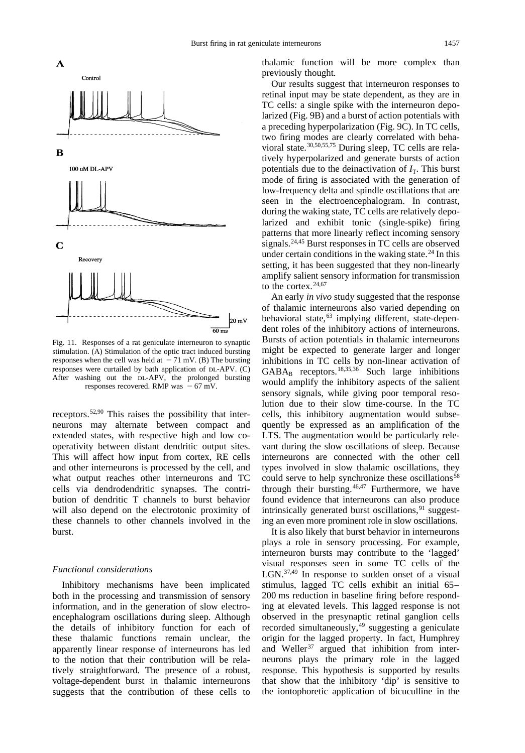A

Control

B

100 uM DL-APV

C

Recovery

20 mV

60 ms

Fig. 11. Responses of a rat geniculate interneuron to synaptic stimulation. (A) Stimulation of the optic tract induced bursting responses when the cell was held at −71 mV. (B) The bursting responses were curtailed by bath application of DL-APV. (C) After washing out the DL-APV, the prolonged bursting responses recovered. RMP was −67 mV.

receptors.[52,90] This raises the possibility that interneurons may alternate between compact and extended states, with respective high and low cooperativity between distant dendritic output sites. This will affect how input from cortex, RE cells and other interneurons is processed by the cell, and what output reaches other interneurons and TC cells via dendrodendritic synapses. The contribution of dendritic T channels to burst behavior will also depend on the electrotonic proximity of these channels to other channels involved in the burst.

### *Functional considerations*

Inhibitory mechanisms have been implicated both in the processing and transmission of sensory information, and in the generation of slow electroencephalogram oscillations during sleep. Although the details of inhibitory function for each of these thalamic functions remain unclear, the apparently linear response of interneurons has led to the notion that their contribution will be relatively straightforward. The presence of a robust, voltage-dependent burst in thalamic interneurons suggests that the contribution of these cells to thalamic function will be more complex than previously thought.

Our results suggest that interneuron responses to retinal input may be state dependent, as they are in TC cells: a single spike with the interneuron depolarized (Fig. 9B) and a burst of action potentials with a preceding hyperpolarization (Fig. 9C). In TC cells, two firing modes are clearly correlated with behavioral state.[30,50,55,75] During sleep, TC cells are relatively hyperpolarized and generate bursts of action potentials due to the deinactivation of $I_T$. This burst mode of firing is associated with the generation of low-frequency delta and spindle oscillations that are seen in the electroencephalogram. In contrast, during the waking state, TC cells are relatively depolarized and exhibit tonic (single-spike) firing patterns that more linearly reflect incoming sensory signals.[24,45] Burst responses in TC cells are observed under certain conditions in the waking state.[24] In this setting, it has been suggested that they non-linearly amplify salient sensory information for transmission to the cortex.[24,67]

An early *in vivo* study suggested that the response of thalamic interneurons also varied depending on behavioral state,[63] implying different, state-dependent roles of the inhibitory actions of interneurons. Bursts of action potentials in thalamic interneurons might be expected to generate larger and longer inhibitions in TC cells by non-linear activation of $GABA_B$ receptors.[18,35,36] Such large inhibitions would amplify the inhibitory aspects of the salient sensory signals, while giving poor temporal resolution due to their slow time-course. In the TC cells, this inhibitory augmentation would subsequently be expressed as an amplification of the LTS. The augmentation would be particularly relevant during the slow oscillations of sleep. Because interneurons are connected with the other cell types involved in slow thalamic oscillations, they could serve to help synchronize these oscillations[58] through their bursting.[46,47] Furthermore, we have found evidence that interneurons can also produce intrinsically generated burst oscillations,[91] suggesting an even more prominent role in slow oscillations.

It is also likely that burst behavior in interneurons plays a role in sensory processing. For example, interneuron bursts may contribute to the 'lagged' visual responses seen in some TC cells of the LGN.[37,49] In response to sudden onset of a visual stimulus, lagged TC cells exhibit an initial 65–200 ms reduction in baseline firing before responding at elevated levels. This lagged response is not observed in the presynaptic retinal ganglion cells recorded simultaneously,[49] suggesting a geniculate origin for the lagged property. In fact, Humphrey and Weller[37] argued that inhibition from interneurons plays the primary role in the lagged response. This hypothesis is supported by results that show that the inhibitory 'dip' is sensitive to the iontophoretic application of bicuculline in the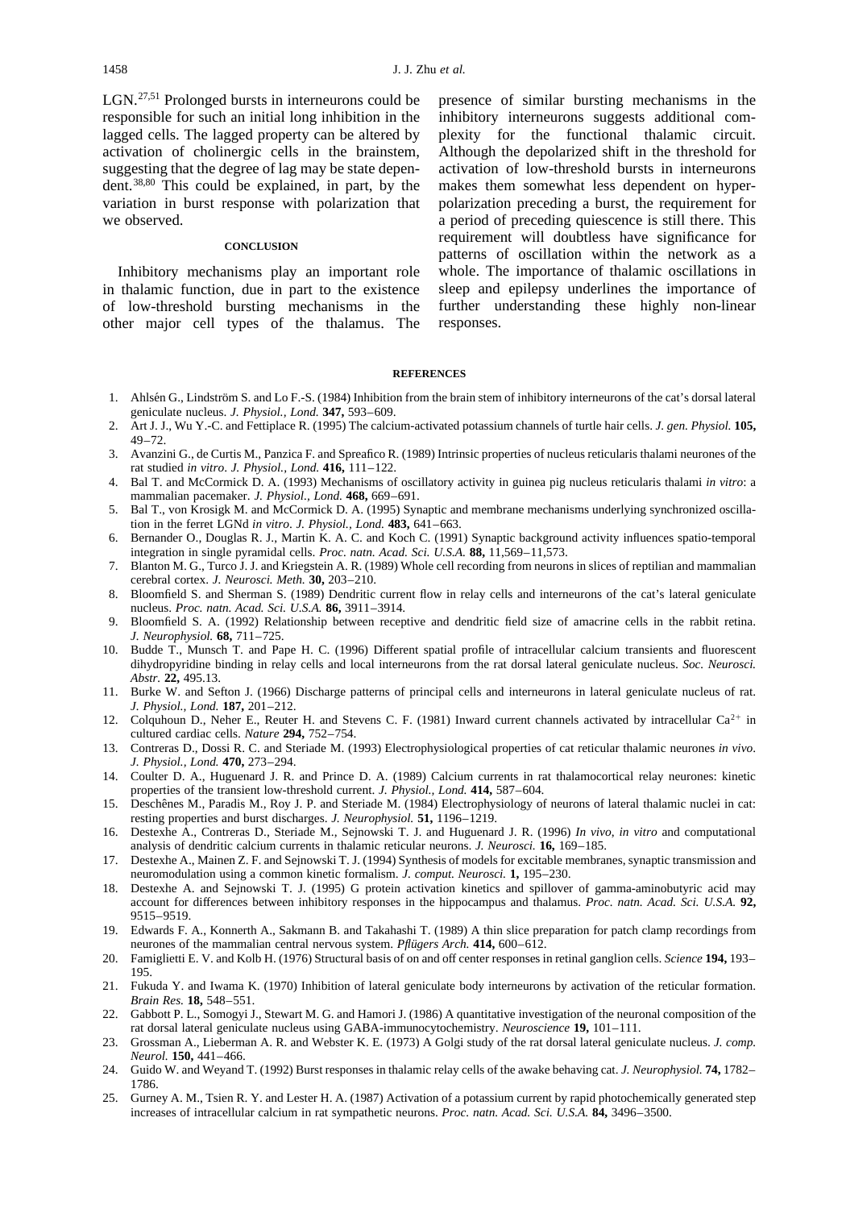LGN.[27,51] Prolonged bursts in interneurons could be responsible for such an initial long inhibition in the lagged cells. The lagged property can be altered by activation of cholinergic cells in the brainstem, suggesting that the degree of lag may be state dependent.[38,80] This could be explained, in part, by the variation in burst response with polarization that we observed.

## CONCLUSION

Inhibitory mechanisms play an important role in thalamic function, due in part to the existence of low-threshold bursting mechanisms in the other major cell types of the thalamus. The presence of similar bursting mechanisms in the inhibitory interneurons suggests additional complexity for the functional thalamic circuit. Although the depolarized shift in the threshold for activation of low-threshold bursts in interneurons makes them somewhat less dependent on hyperpolarization preceding a burst, the requirement for a period of preceding quiescence is still there. This requirement will doubtless have significance for patterns of oscillation within the network as a whole. The importance of thalamic oscillations in sleep and epilepsy underlines the importance of further understanding these highly non-linear responses.

## REFERENCES

1. Ahlsén G., Lindström S. and Lo F.-S. (1984) Inhibition from the brain stem of inhibitory interneurons of the cat's dorsal lateral geniculate nucleus. *J. Physiol., Lond.* **347,** 593–609.
2. Art J. J., Wu Y.-C. and Fettiplace R. (1995) The calcium-activated potassium channels of turtle hair cells. *J. gen. Physiol.* **105,** 49–72.
3. Avanzini G., de Curtis M., Panzica F. and Spreafico R. (1989) Intrinsic properties of nucleus reticularis thalami neurones of the rat studied *in vitro*. *J. Physiol., Lond.* **416,** 111–122.
4. Bal T. and McCormick D. A. (1993) Mechanisms of oscillatory activity in guinea pig nucleus reticularis thalami *in vitro*: a mammalian pacemaker. *J. Physiol., Lond.* **468,** 669–691.
5. Bal T., von Krosigk M. and McCormick D. A. (1995) Synaptic and membrane mechanisms underlying synchronized oscillation in the ferret LGNd *in vitro*. *J. Physiol., Lond.* **483,** 641–663.
6. Bernander O., Douglas R. J., Martin K. A. C. and Koch C. (1991) Synaptic background activity influences spatio-temporal integration in single pyramidal cells. *Proc. natn. Acad. Sci. U.S.A.* **88,** 11,569–11,573.
7. Blanton M. G., Turco J. J. and Kriegstein A. R. (1989) Whole cell recording from neurons in slices of reptilian and mammalian cerebral cortex. *J. Neurosci. Meth.* **30,** 203–210.
8. Bloomfield S. and Sherman S. (1989) Dendritic current flow in relay cells and interneurons of the cat's lateral geniculate nucleus. *Proc. natn. Acad. Sci. U.S.A.* **86,** 3911–3914.
9. Bloomfield S. A. (1992) Relationship between receptive and dendritic field size of amacrine cells in the rabbit retina. *J. Neurophysiol.* **68,** 711–725.
10. Budde T., Munsch T. and Pape H. C. (1996) Different spatial profile of intracellular calcium transients and fluorescent dihydropyridine binding in relay cells and local interneurons from the rat dorsal lateral geniculate nucleus. *Soc. Neurosci. Abstr.* **22,** 495.13.
11. Burke W. and Sefton J. (1966) Discharge patterns of principal cells and interneurons in lateral geniculate nucleus of rat. *J. Physiol., Lond.* **187,** 201–212.
12. Colquhoun D., Neher E., Reuter H. and Stevens C. F. (1981) Inward current channels activated by intracellular $Ca^{2+}$ in cultured cardiac cells. *Nature* **294,** 752–754.
13. Contreras D., Dossi R. C. and Steriade M. (1993) Electrophysiological properties of cat reticular thalamic neurones *in vivo*. *J. Physiol., Lond.* **470,** 273–294.
14. Coulter D. A., Huguenard J. R. and Prince D. A. (1989) Calcium currents in rat thalamocortical relay neurones: kinetic properties of the transient low-threshold current. *J. Physiol., Lond.* **414,** 587–604.
15. Deschênes M., Paradis M., Roy J. P. and Steriade M. (1984) Electrophysiology of neurons of lateral thalamic nuclei in cat: resting properties and burst discharges. *J. Neurophysiol.* **51,** 1196–1219.
16. Destexhe A., Contreras D., Steriade M., Sejnowski T. J. and Huguenard J. R. (1996) *In vivo, in vitro* and computational analysis of dendritic calcium currents in thalamic reticular neurons. *J. Neurosci.* **16,** 169–185.
17. Destexhe A., Mainen Z. F. and Sejnowski T. J. (1994) Synthesis of models for excitable membranes, synaptic transmission and neuromodulation using a common kinetic formalism. *J. comput. Neurosci.* **1,** 195–230.
18. Destexhe A. and Sejnowski T. J. (1995) G protein activation kinetics and spillover of gamma-aminobutyric acid may account for differences between inhibitory responses in the hippocampus and thalamus. *Proc. natn. Acad. Sci. U.S.A.* **92,** 9515–9519.
19. Edwards F. A., Konnerth A., Sakmann B. and Takahashi T. (1989) A thin slice preparation for patch clamp recordings from neurones of the mammalian central nervous system. *Pflügers Arch.* **414,** 600–612.
20. Famiglietti E. V. and Kolb H. (1976) Structural basis of on and off center responses in retinal ganglion cells. *Science* **194,** 193–195.
21. Fukuda Y. and Iwama K. (1970) Inhibition of lateral geniculate body interneurons by activation of the reticular formation. *Brain Res.* **18,** 548–551.
22. Gabbott P. L., Somogyi J., Stewart M. G. and Hamori J. (1986) A quantitative investigation of the neuronal composition of the rat dorsal lateral geniculate nucleus using GABA-immunocytochemistry. *Neuroscience* **19,** 101–111.
23. Grossman A., Lieberman A. R. and Webster K. E. (1973) A Golgi study of the rat dorsal lateral geniculate nucleus. *J. comp. Neurol.* **150,** 441–466.
24. Guido W. and Weyand T. (1992) Burst responses in thalamic relay cells of the awake behaving cat. *J. Neurophysiol.* **74,** 1782–1786.
25. Gurney A. M., Tsien R. Y. and Lester H. A. (1987) Activation of a potassium current by rapid photochemically generated step increases of intracellular calcium in rat sympathetic neurons. *Proc. natn. Acad. Sci. U.S.A.* **84,** 3496–3500.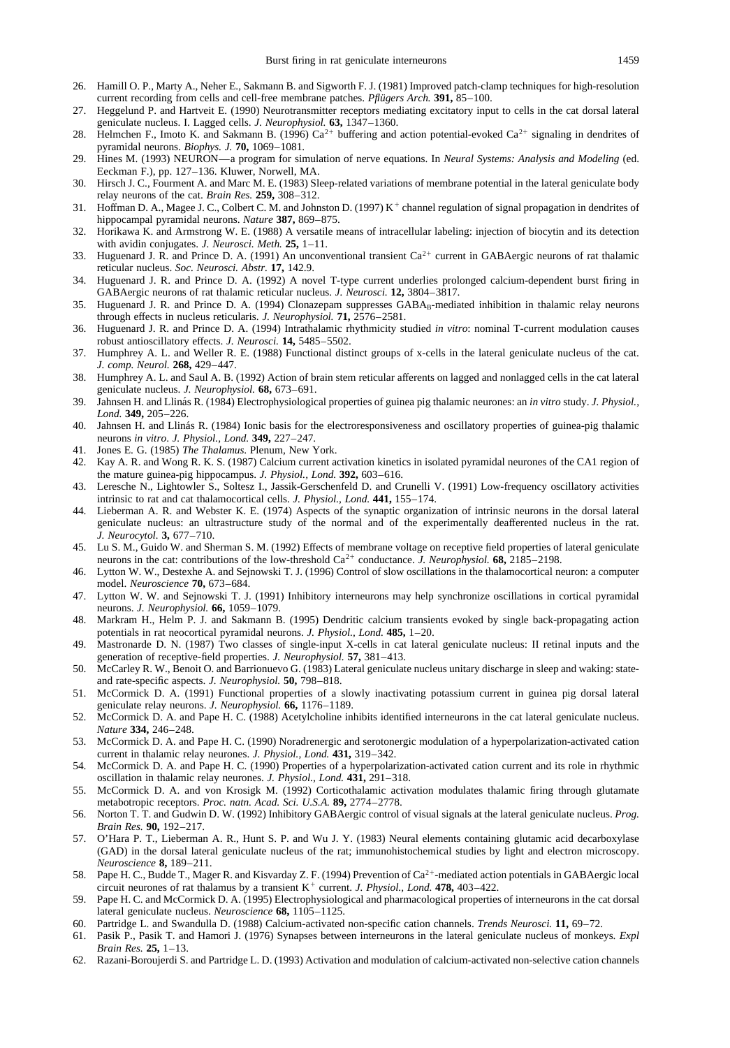26. Hamill O. P., Marty A., Neher E., Sakmann B. and Sigworth F. J. (1981) Improved patch-clamp techniques for high-resolution current recording from cells and cell-free membrane patches. *Pflügers Arch.* **391,** 85–100.
27. Heggelund P. and Hartveit E. (1990) Neurotransmitter receptors mediating excitatory input to cells in the cat dorsal lateral geniculate nucleus. I. Lagged cells. *J. Neurophysiol.* **63,** 1347–1360.
28. Helmchen F., Imoto K. and Sakmann B. (1996) $Ca^{2+}$ buffering and action potential-evoked $Ca^{2+}$ signaling in dendrites of pyramidal neurons. *Biophys. J.* **70,** 1069–1081.
29. Hines M. (1993) NEURON—a program for simulation of nerve equations. In *Neural Systems: Analysis and Modeling* (ed. Eeckman F.), pp. 127–136. Kluwer, Norwell, MA.
30. Hirsch J. C., Fourment A. and Marc M. E. (1983) Sleep-related variations of membrane potential in the lateral geniculate body relay neurons of the cat. *Brain Res.* **259,** 308–312.
31. Hoffman D. A., Magee J. C., Colbert C. M. and Johnston D. (1997) $K^+$ channel regulation of signal propagation in dendrites of hippocampal pyramidal neurons. *Nature* **387,** 869–875.
32. Horikawa K. and Armstrong W. E. (1988) A versatile means of intracellular labeling: injection of biocytin and its detection with avidin conjugates. *J. Neurosci. Meth.* **25,** 1–11.
33. Huguenard J. R. and Prince D. A. (1991) An unconventional transient $Ca^{2+}$ current in GABAergic neurons of rat thalamic reticular nucleus. *Soc. Neurosci. Abstr.* **17,** 142.9.
34. Huguenard J. R. and Prince D. A. (1992) A novel T-type current underlies prolonged calcium-dependent burst firing in GABAergic neurons of rat thalamic reticular nucleus. *J. Neurosci.* **12,** 3804–3817.
35. Huguenard J. R. and Prince D. A. (1994) Clonazepam suppresses $GABA_B$-mediated inhibition in thalamic relay neurons through effects in nucleus reticularis. *J. Neurophysiol.* **71,** 2576–2581.
36. Huguenard J. R. and Prince D. A. (1994) Intrathalamic rhythmicity studied *in vitro*: nominal T-current modulation causes robust antioscillatory effects. *J. Neurosci.* **14,** 5485–5502.
37. Humphrey A. L. and Weller R. E. (1988) Functional distinct groups of x-cells in the lateral geniculate nucleus of the cat. *J. comp. Neurol.* **268,** 429–447.
38. Humphrey A. L. and Saul A. B. (1992) Action of brain stem reticular afferents on lagged and nonlagged cells in the cat lateral geniculate nucleus. *J. Neurophysiol.* **68,** 673–691.
39. Jahnsen H. and Llinás R. (1984) Electrophysiological properties of guinea pig thalamic neurones: an *in vitro* study. *J. Physiol., Lond.* **349,** 205–226.
40. Jahnsen H. and Llinás R. (1984) Ionic basis for the electroresponsiveness and oscillatory properties of guinea-pig thalamic neurons *in vitro*. *J. Physiol., Lond.* **349,** 227–247.
41. Jones E. G. (1985) *The Thalamus.* Plenum, New York.
42. Kay A. R. and Wong R. K. S. (1987) Calcium current activation kinetics in isolated pyramidal neurones of the CA1 region of the mature guinea-pig hippocampus. *J. Physiol., Lond.* **392,** 603–616.
43. Leresche N., Lightowler S., Soltesz I., Jassik-Gerschenfeld D. and Crunelli V. (1991) Low-frequency oscillatory activities intrinsic to rat and cat thalamocortical cells. *J. Physiol., Lond.* **441,** 155–174.
44. Lieberman A. R. and Webster K. E. (1974) Aspects of the synaptic organization of intrinsic neurons in the dorsal lateral geniculate nucleus: an ultrastructure study of the normal and of the experimentally deafferented nucleus in the rat. *J. Neurocytol.* **3,** 677–710.
45. Lu S. M., Guido W. and Sherman S. M. (1992) Effects of membrane voltage on receptive field properties of lateral geniculate neurons in the cat: contributions of the low-threshold $Ca^{2+}$ conductance. *J. Neurophysiol.* **68,** 2185–2198.
46. Lytton W. W., Destexhe A. and Sejnowski T. J. (1996) Control of slow oscillations in the thalamocortical neuron: a computer model. *Neuroscience* **70,** 673–684.
47. Lytton W. W. and Sejnowski T. J. (1991) Inhibitory interneurons may help synchronize oscillations in cortical pyramidal neurons. *J. Neurophysiol.* **66,** 1059–1079.
48. Markram H., Helm P. J. and Sakmann B. (1995) Dendritic calcium transients evoked by single back-propagating action potentials in rat neocortical pyramidal neurons. *J. Physiol., Lond.* **485,** 1–20.
49. Mastronarde D. N. (1987) Two classes of single-input X-cells in cat lateral geniculate nucleus: II retinal inputs and the generation of receptive-field properties. *J. Neurophysiol.* **57,** 381–413.
50. McCarley R. W., Benoit O. and Barrionuevo G. (1983) Lateral geniculate nucleus unitary discharge in sleep and waking: state- and rate-specific aspects. *J. Neurophysiol.* **50,** 798–818.
51. McCormick D. A. (1991) Functional properties of a slowly inactivating potassium current in guinea pig dorsal lateral geniculate relay neurons. *J. Neurophysiol.* **66,** 1176–1189.
52. McCormick D. A. and Pape H. C. (1988) Acetylcholine inhibits identified interneurons in the cat lateral geniculate nucleus. *Nature* **334,** 246–248.
53. McCormick D. A. and Pape H. C. (1990) Noradrenergic and serotonergic modulation of a hyperpolarization-activated cation current in thalamic relay neurones. *J. Physiol., Lond.* **431,** 319–342.
54. McCormick D. A. and Pape H. C. (1990) Properties of a hyperpolarization-activated cation current and its role in rhythmic oscillation in thalamic relay neurones. *J. Physiol., Lond.* **431,** 291–318.
55. McCormick D. A. and von Krosigk M. (1992) Corticothalamic activation modulates thalamic firing through glutamate metabotropic receptors. *Proc. natn. Acad. Sci. U.S.A.* **89,** 2774–2778.
56. Norton T. T. and Gudwin D. W. (1992) Inhibitory GABAergic control of visual signals at the lateral geniculate nucleus. *Prog. Brain Res.* **90,** 192–217.
57. O'Hara P. T., Lieberman A. R., Hunt S. P. and Wu J. Y. (1983) Neural elements containing glutamic acid decarboxylase (GAD) in the dorsal lateral geniculate nucleus of the rat; immunohistochemical studies by light and electron microscopy. *Neuroscience* **8,** 189–211.
58. Pape H. C., Budde T., Mager R. and Kisvarday Z. F. (1994) Prevention of $Ca^{2+}$-mediated action potentials in GABAergic local circuit neurones of rat thalamus by a transient $K^+$ current. *J. Physiol., Lond.* **478,** 403–422.
59. Pape H. C. and McCormick D. A. (1995) Electrophysiological and pharmacological properties of interneurons in the cat dorsal lateral geniculate nucleus. *Neuroscience* **68,** 1105–1125.
60. Partridge L. and Swandulla D. (1988) Calcium-activated non-specific cation channels. *Trends Neurosci.* **11,** 69–72.
61. Pasik P., Pasik T. and Hamori J. (1976) Synapses between interneurons in the lateral geniculate nucleus of monkeys. *Expl Brain Res.* **25,** 1–13.
62. Razani-Boroujerdi S. and Partridge L. D. (1993) Activation and modulation of calcium-activated non-selective cation channels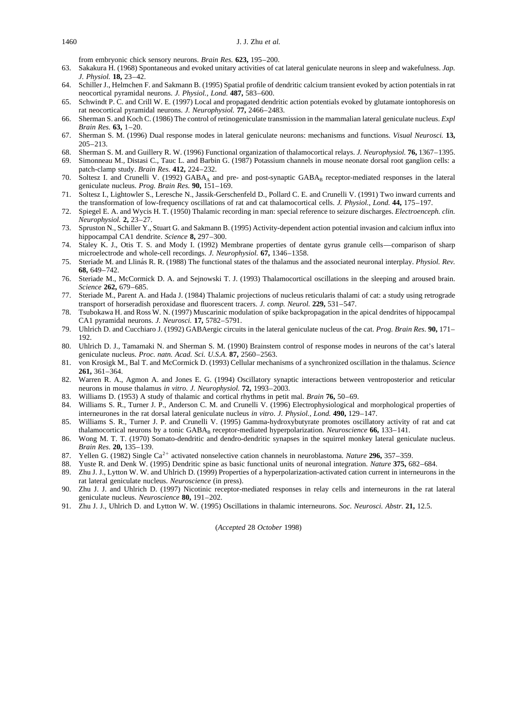from embryonic chick sensory neurons. *Brain Res.* **623,** 195–200.

63. Sakakura H. (1968) Spontaneous and evoked unitary activities of cat lateral geniculate neurons in sleep and wakefulness. *Jap. J. Physiol.* **18,** 23–42.
64. Schiller J., Helmchen F. and Sakmann B. (1995) Spatial profile of dendritic calcium transient evoked by action potentials in rat neocortical pyramidal neurons. *J. Physiol., Lond.* **487,** 583–600.
65. Schwindt P. C. and Crill W. E. (1997) Local and propagated dendritic action potentials evoked by glutamate iontophoresis on rat neocortical pyramidal neurons. *J. Neurophysiol.* **77,** 2466–2483.
66. Sherman S. and Koch C. (1986) The control of retinogeniculate transmission in the mammalian lateral geniculate nucleus. *Expl Brain Res.* **63,** 1–20.
67. Sherman S. M. (1996) Dual response modes in lateral geniculate neurons: mechanisms and functions. *Visual Neurosci.* **13,** 205–213.
68. Sherman S. M. and Guillery R. W. (1996) Functional organization of thalamocortical relays. *J. Neurophysiol.* **76,** 1367–1395.
69. Simonneau M., Distasi C., Tauc L. and Barbin G. (1987) Potassium channels in mouse neonate dorsal root ganglion cells: a patch-clamp study. *Brain Res.* **412,** 224–232.
70. Soltesz I. and Crunelli V. (1992) $GABA_A$ and pre- and post-synaptic $GABA_B$ receptor-mediated responses in the lateral geniculate nucleus. *Prog. Brain Res.* **90,** 151–169.
71. Soltesz I., Lightowler S., Leresche N., Jassik-Gerschenfeld D., Pollard C. E. and Crunelli V. (1991) Two inward currents and the transformation of low-frequency oscillations of rat and cat thalamocortical cells. *J. Physiol., Lond.* **44,** 175–197.
72. Spiegel E. A. and Wycis H. T. (1950) Thalamic recording in man: special reference to seizure discharges. *Electroenceph. clin. Neurophysiol.* **2,** 23–27.
73. Spruston N., Schiller Y., Stuart G. and Sakmann B. (1995) Activity-dependent action potential invasion and calcium influx into hippocampal CA1 dendrite. *Science* **8,** 297–300.
74. Staley K. J., Otis T. S. and Mody I. (1992) Membrane properties of dentate gyrus granule cells—comparison of sharp microelectrode and whole-cell recordings. *J. Neurophysiol.* **67,** 1346–1358.
75. Steriade M. and Llinás R. R. (1988) The functional states of the thalamus and the associated neuronal interplay. *Physiol. Rev.* **68,** 649–742.
76. Steriade M., McCormick D. A. and Sejnowski T. J. (1993) Thalamocortical oscillations in the sleeping and aroused brain. *Science* **262,** 679–685.
77. Steriade M., Parent A. and Hada J. (1984) Thalamic projections of nucleus reticularis thalami of cat: a study using retrograde transport of horseradish peroxidase and fluorescent tracers. *J. comp. Neurol.* **229,** 531–547.
78. Tsubokawa H. and Ross W. N. (1997) Muscarinic modulation of spike backpropagation in the apical dendrites of hippocampal CA1 pyramidal neurons. *J. Neurosci.* **17,** 5782–5791.
79. Uhlrich D. and Cucchiaro J. (1992) GABAergic circuits in the lateral geniculate nucleus of the cat. *Prog. Brain Res.* **90,** 171–192.
80. Uhlrich D. J., Tamamaki N. and Sherman S. M. (1990) Brainstem control of response modes in neurons of the cat's lateral geniculate nucleus. *Proc. natn. Acad. Sci. U.S.A.* **87,** 2560–2563.
81. von Krosigk M., Bal T. and McCormick D. (1993) Cellular mechanisms of a synchronized oscillation in the thalamus. *Science* **261,** 361–364.
82. Warren R. A., Agmon A. and Jones E. G. (1994) Oscillatory synaptic interactions between ventroposterior and reticular neurons in mouse thalamus *in vitro*. *J. Neurophysiol.* **72,** 1993–2003.
83. Williams D. (1953) A study of thalamic and cortical rhythms in petit mal. *Brain* **76,** 50–69.
84. Williams S. R., Turner J. P., Anderson C. M. and Crunelli V. (1996) Electrophysiological and morphological properties of interneurones in the rat dorsal lateral geniculate nucleus *in vitro*. *J. Physiol., Lond.* **490,** 129–147.
85. Williams S. R., Turner J. P. and Crunelli V. (1995) Gamma-hydroxybutyrate promotes oscillatory activity of rat and cat thalamocortical neurons by a tonic $GABA_B$ receptor-mediated hyperpolarization. *Neuroscience* **66,** 133–141.
86. Wong M. T. T. (1970) Somato-dendritic and dendro-dendritic synapses in the squirrel monkey lateral geniculate nucleus. *Brain Res.* **20,** 135–139.
87. Yellen G. (1982) Single $Ca^{2+}$ activated nonselective cation channels in neuroblastoma. *Nature* **296,** 357–359.
88. Yuste R. and Denk W. (1995) Dendritic spine as basic functional units of neuronal integration. *Nature* **375,** 682–684.
89. Zhu J. J., Lytton W. W. and Uhlrich D. (1999) Properties of a hyperpolarization-activated cation current in interneurons in the rat lateral geniculate nucleus. *Neuroscience* (in press).
90. Zhu J. J. and Uhlrich D. (1997) Nicotinic receptor-mediated responses in relay cells and interneurons in the rat lateral geniculate nucleus. *Neuroscience* **80,** 191–202.
91. Zhu J. J., Uhlrich D. and Lytton W. W. (1995) Oscillations in thalamic interneurons. *Soc. Neurosci. Abstr.* **21,** 12.5.

(*Accepted* 28 *October* 1998)